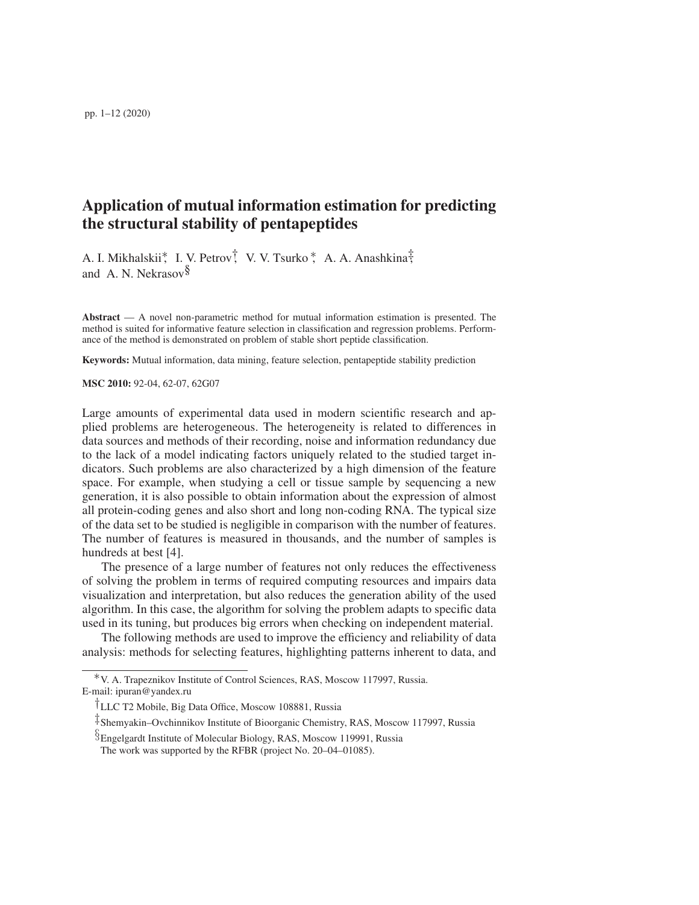# Application of mutual information estimation for predicting the structural stability of pentapeptides

A. I. Mikhalskii[*], I. V. Petrov[†], V. V. Tsurko[*], A. A. Anashkina[‡], and A. N. Nekrasov[§]

**Abstract** — A novel non-parametric method for mutual information estimation is presented. The method is suited for informative feature selection in classification and regression problems. Performance of the method is demonstrated on problem of stable short peptide classification.

**Keywords:** Mutual information, data mining, feature selection, pentapeptide stability prediction

**MSC 2010:** 92-04, 62-07, 62G07

Large amounts of experimental data used in modern scientific research and applied problems are heterogeneous. The heterogeneity is related to differences in data sources and methods of their recording, noise and information redundancy due to the lack of a model indicating factors uniquely related to the studied target indicators. Such problems are also characterized by a high dimension of the feature space. For example, when studying a cell or tissue sample by sequencing a new generation, it is also possible to obtain information about the expression of almost all protein-coding genes and also short and long non-coding RNA. The typical size of the data set to be studied is negligible in comparison with the number of features. The number of features is measured in thousands, and the number of samples is hundreds at best [4].

The presence of a large number of features not only reduces the effectiveness of solving the problem in terms of required computing resources and impairs data visualization and interpretation, but also reduces the generation ability of the used algorithm. In this case, the algorithm for solving the problem adapts to specific data used in its tuning, but produces big errors when checking on independent material.

The following methods are used to improve the efficiency and reliability of data analysis: methods for selecting features, highlighting patterns inherent to data, and

---

[*] V. A. Trapeznikov Institute of Control Sciences, RAS, Moscow 117997, Russia. E-mail: ipuran@yandex.ru

[†] LLC T2 Mobile, Big Data Office, Moscow 108881, Russia

[‡] Shemyakin–Ovchinnikov Institute of Bioorganic Chemistry, RAS, Moscow 117997, Russia

[§] Engelgardt Institute of Molecular Biology, RAS, Moscow 119991, Russia

The work was supported by the RFBR (project No. 20–04–01085).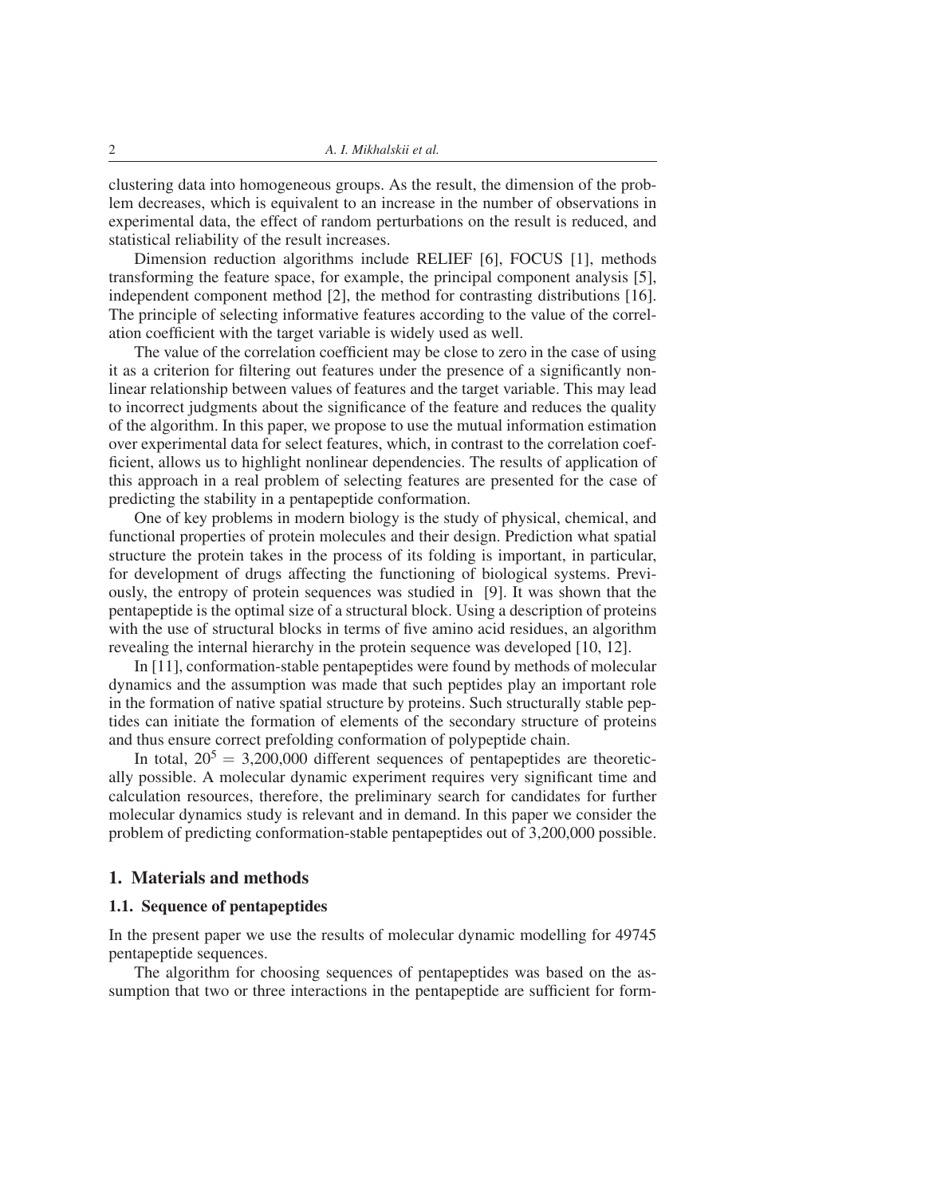clustering data into homogeneous groups. As the result, the dimension of the problem decreases, which is equivalent to an increase in the number of observations in experimental data, the effect of random perturbations on the result is reduced, and statistical reliability of the result increases.

Dimension reduction algorithms include RELIEF [6], FOCUS [1], methods transforming the feature space, for example, the principal component analysis [5], independent component method [2], the method for contrasting distributions [16]. The principle of selecting informative features according to the value of the correlation coefficient with the target variable is widely used as well.

The value of the correlation coefficient may be close to zero in the case of using it as a criterion for filtering out features under the presence of a significantly nonlinear relationship between values of features and the target variable. This may lead to incorrect judgments about the significance of the feature and reduces the quality of the algorithm. In this paper, we propose to use the mutual information estimation over experimental data for select features, which, in contrast to the correlation coefficient, allows us to highlight nonlinear dependencies. The results of application of this approach in a real problem of selecting features are presented for the case of predicting the stability in a pentapeptide conformation.

One of key problems in modern biology is the study of physical, chemical, and functional properties of protein molecules and their design. Prediction what spatial structure the protein takes in the process of its folding is important, in particular, for development of drugs affecting the functioning of biological systems. Previously, the entropy of protein sequences was studied in [9]. It was shown that the pentapeptide is the optimal size of a structural block. Using a description of proteins with the use of structural blocks in terms of five amino acid residues, an algorithm revealing the internal hierarchy in the protein sequence was developed [10, 12].

In [11], conformation-stable pentapeptides were found by methods of molecular dynamics and the assumption was made that such peptides play an important role in the formation of native spatial structure by proteins. Such structurally stable peptides can initiate the formation of elements of the secondary structure of proteins and thus ensure correct prefolding conformation of polypeptide chain.

In total, $20^5 = 3{,}200{,}000$ different sequences of pentapeptides are theoretically possible. A molecular dynamic experiment requires very significant time and calculation resources, therefore, the preliminary search for candidates for further molecular dynamics study is relevant and in demand. In this paper we consider the problem of predicting conformation-stable pentapeptides out of 3,200,000 possible.

## 1. Materials and methods

### 1.1. Sequence of pentapeptides

In the present paper we use the results of molecular dynamic modelling for 49745 pentapeptide sequences.

The algorithm for choosing sequences of pentapeptides was based on the assumption that two or three interactions in the pentapeptide are sufficient for form-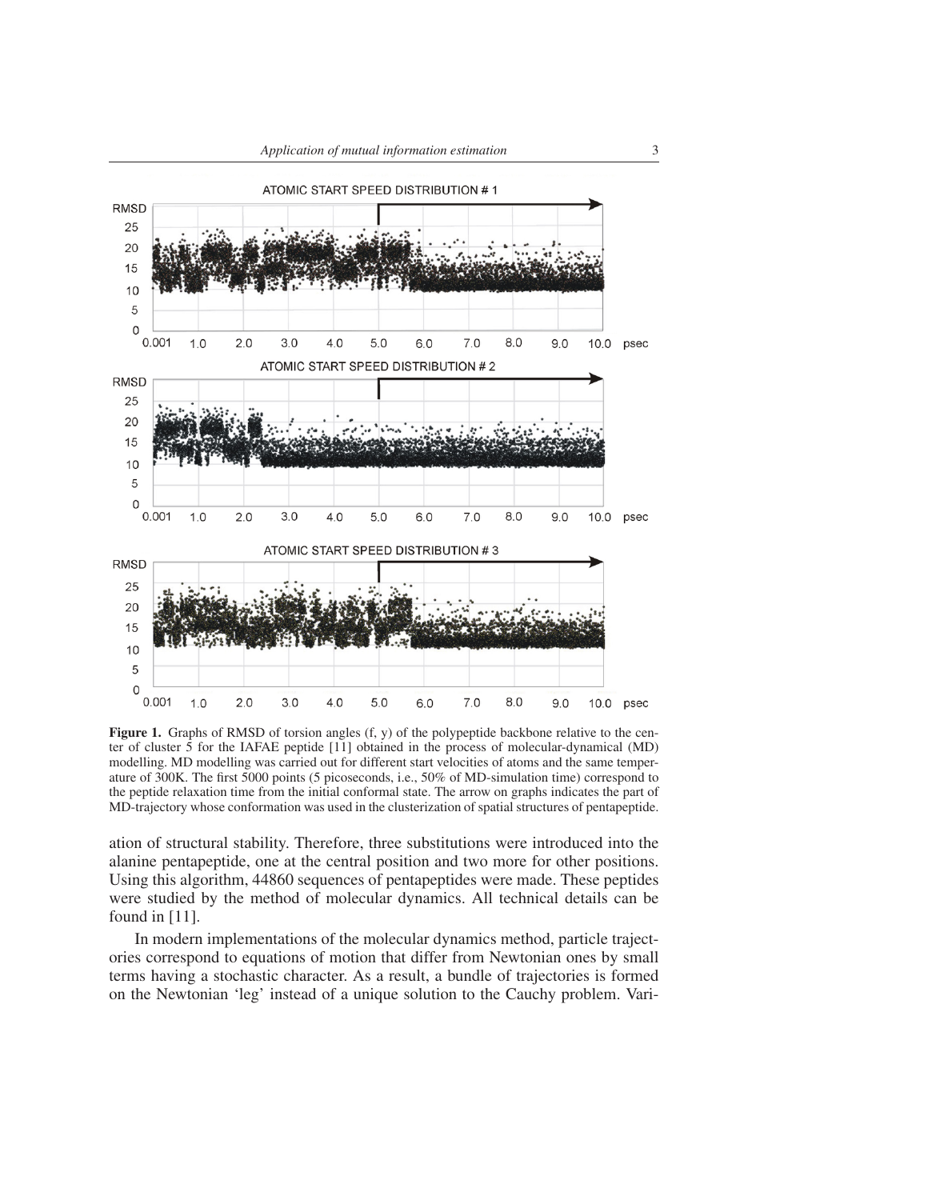**Figure 1.** Graphs of RMSD of torsion angles (f, y) of the polypeptide backbone relative to the center of cluster 5 for the IAFAE peptide [11] obtained in the process of molecular-dynamical (MD) modelling. MD modelling was carried out for different start velocities of atoms and the same temperature of 300K. The first 5000 points (5 picoseconds, i.e., 50% of MD-simulation time) correspond to the peptide relaxation time from the initial conformal state. The arrow on graphs indicates the part of MD-trajectory whose conformation was used in the clusterization of spatial structures of pentapeptide.

ation of structural stability. Therefore, three substitutions were introduced into the alanine pentapeptide, one at the central position and two more for other positions. Using this algorithm, 44860 sequences of pentapeptides were made. These peptides were studied by the method of molecular dynamics. All technical details can be found in [11].

In modern implementations of the molecular dynamics method, particle trajectories correspond to equations of motion that differ from Newtonian ones by small terms having a stochastic character. As a result, a bundle of trajectories is formed on the Newtonian 'leg' instead of a unique solution to the Cauchy problem. Vari-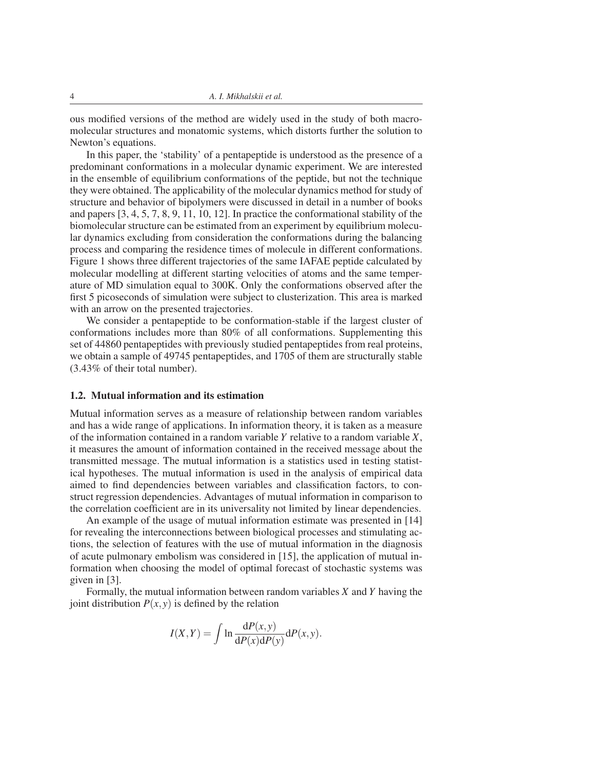ous modified versions of the method are widely used in the study of both macromolecular structures and monatomic systems, which distorts further the solution to Newton's equations.

In this paper, the 'stability' of a pentapeptide is understood as the presence of a predominant conformations in a molecular dynamic experiment. We are interested in the ensemble of equilibrium conformations of the peptide, but not the technique they were obtained. The applicability of the molecular dynamics method for study of structure and behavior of bipolymers were discussed in detail in a number of books and papers [3, 4, 5, 7, 8, 9, 11, 10, 12]. In practice the conformational stability of the biomolecular structure can be estimated from an experiment by equilibrium molecular dynamics excluding from consideration the conformations during the balancing process and comparing the residence times of molecule in different conformations. Figure 1 shows three different trajectories of the same IAFAE peptide calculated by molecular modelling at different starting velocities of atoms and the same temperature of MD simulation equal to 300K. Only the conformations observed after the first 5 picoseconds of simulation were subject to clusterization. This area is marked with an arrow on the presented trajectories.

We consider a pentapeptide to be conformation-stable if the largest cluster of conformations includes more than 80% of all conformations. Supplementing this set of 44860 pentapeptides with previously studied pentapeptides from real proteins, we obtain a sample of 49745 pentapeptides, and 1705 of them are structurally stable (3.43% of their total number).

### 1.2. Mutual information and its estimation

Mutual information serves as a measure of relationship between random variables and has a wide range of applications. In information theory, it is taken as a measure of the information contained in a random variable $Y$ relative to a random variable $X$, it measures the amount of information contained in the received message about the transmitted message. The mutual information is a statistics used in testing statistical hypotheses. The mutual information is used in the analysis of empirical data aimed to find dependencies between variables and classification factors, to construct regression dependencies. Advantages of mutual information in comparison to the correlation coefficient are in its universality not limited by linear dependencies.

An example of the usage of mutual information estimate was presented in [14] for revealing the interconnections between biological processes and stimulating actions, the selection of features with the use of mutual information in the diagnosis of acute pulmonary embolism was considered in [15], the application of mutual information when choosing the model of optimal forecast of stochastic systems was given in [3].

Formally, the mutual information between random variables $X$ and $Y$ having the joint distribution $P(x,y)$ is defined by the relation

$$I(X,Y) = \int \ln \frac{\mathrm{d}P(x,y)}{\mathrm{d}P(x)\mathrm{d}P(y)} \mathrm{d}P(x,y).$$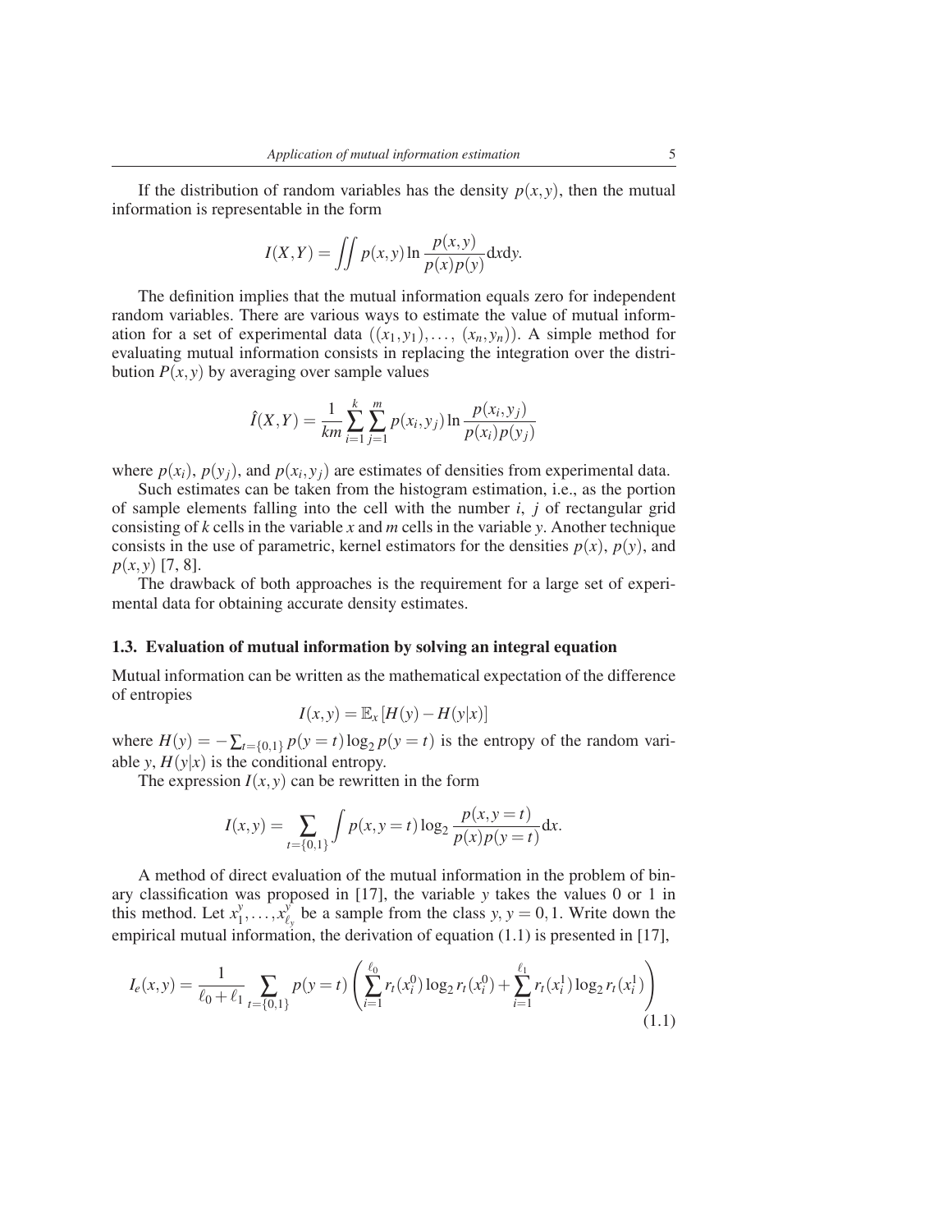If the distribution of random variables has the density $p(x,y)$, then the mutual information is representable in the form

$$I(X,Y) = \iint p(x,y) \ln \frac{p(x,y)}{p(x)p(y)} \mathrm{d}x\mathrm{d}y.$$

The definition implies that the mutual information equals zero for independent random variables. There are various ways to estimate the value of mutual information for a set of experimental data $((x_1,y_1),\ldots,(x_n,y_n))$. A simple method for evaluating mutual information consists in replacing the integration over the distribution $P(x,y)$ by averaging over sample values

$$\hat{I}(X,Y) = \frac{1}{km} \sum_{i=1}^{k} \sum_{j=1}^{m} p(x_i,y_j) \ln \frac{p(x_i,y_j)}{p(x_i)p(y_j)}$$

where $p(x_i)$, $p(y_j)$, and $p(x_i,y_j)$ are estimates of densities from experimental data.

Such estimates can be taken from the histogram estimation, i.e., as the portion of sample elements falling into the cell with the number $i$, $j$ of rectangular grid consisting of $k$ cells in the variable $x$ and $m$ cells in the variable $y$. Another technique consists in the use of parametric, kernel estimators for the densities $p(x)$, $p(y)$, and $p(x,y)$ [7, 8].

The drawback of both approaches is the requirement for a large set of experimental data for obtaining accurate density estimates.

### 1.3. Evaluation of mutual information by solving an integral equation

Mutual information can be written as the mathematical expectation of the difference of entropies

$$I(x,y) = \mathbb{E}_x[H(y) - H(y|x)]$$

where $H(y) = -\sum_{t=\{0,1\}} p(y=t) \log_2 p(y=t)$ is the entropy of the random variable $y$, $H(y|x)$ is the conditional entropy.

The expression $I(x,y)$ can be rewritten in the form

$$I(x,y) = \sum_{t=\{0,1\}} \int p(x,y=t) \log_2 \frac{p(x,y=t)}{p(x)p(y=t)} \mathrm{d}x.$$

A method of direct evaluation of the mutual information in the problem of binary classification was proposed in [17], the variable $y$ takes the values 0 or 1 in this method. Let $x_1^y,\ldots,x_{\ell_y}^y$ be a sample from the class $y$, $y=0,1$. Write down the empirical mutual information, the derivation of equation (1.1) is presented in [17],

$$I_e(x,y) = \frac{1}{\ell_0+\ell_1} \sum_{t=\{0,1\}} p(y=t) \left( \sum_{i=1}^{\ell_0} r_t(x_i^0) \log_2 r_t(x_i^0) + \sum_{i=1}^{\ell_1} r_t(x_i^1) \log_2 r_t(x_i^1) \right) \tag{1.1}$$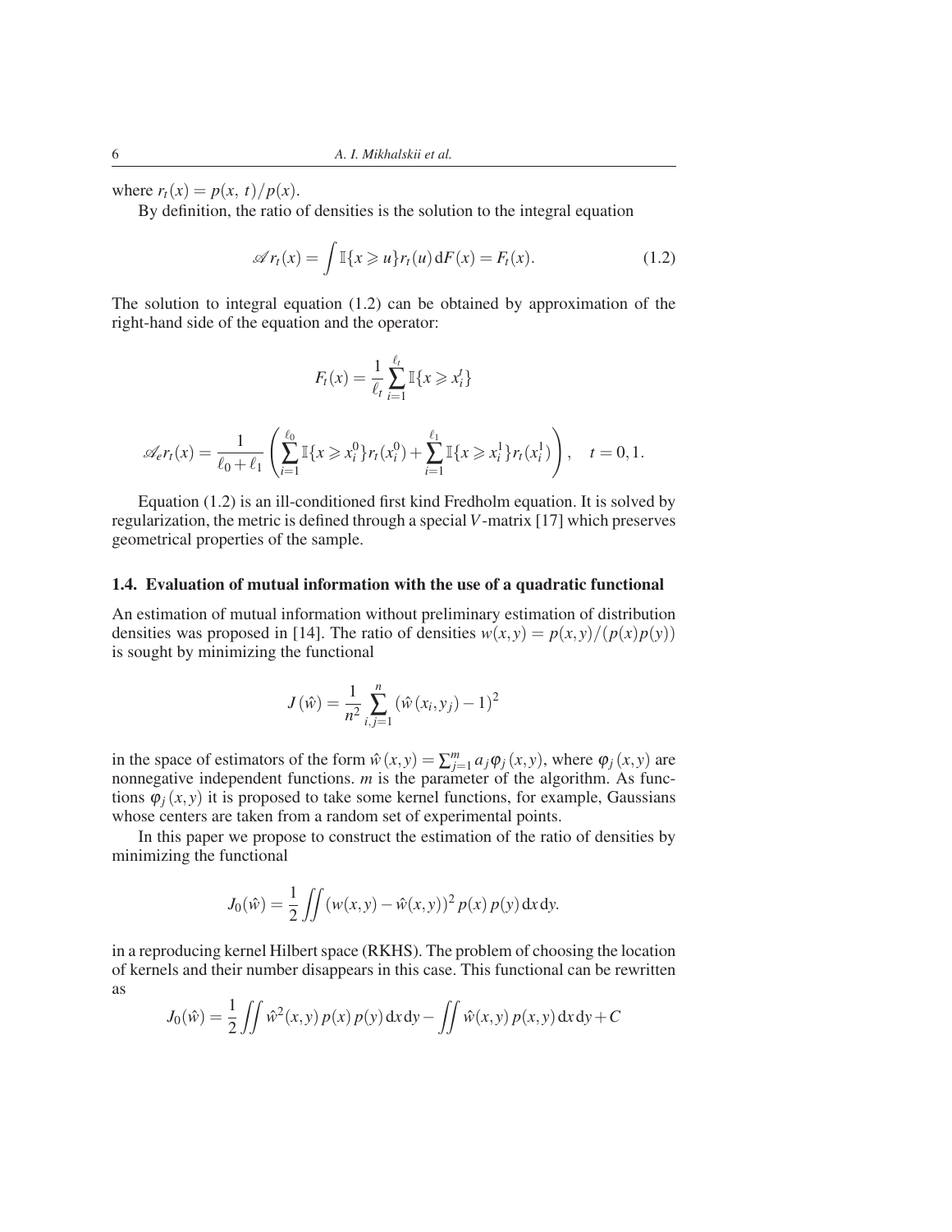where $r_t(x) = p(x,\, t)/p(x)$.

By definition, the ratio of densities is the solution to the integral equation

$$\mathscr{A} r_t(x) = \int \mathbb{I}\{x \geqslant u\} r_t(u)\, \mathrm{d}F(x) = F_t(x). \tag{1.2}$$

The solution to integral equation (1.2) can be obtained by approximation of the right-hand side of the equation and the operator:

$$F_t(x) = \frac{1}{\ell_t} \sum_{i=1}^{\ell_t} \mathbb{I}\{x \geqslant x_i^t\}$$

$$\mathscr{A}_e r_t(x) = \frac{1}{\ell_0 + \ell_1} \left( \sum_{i=1}^{\ell_0} \mathbb{I}\{x \geqslant x_i^0\} r_t(x_i^0) + \sum_{i=1}^{\ell_1} \mathbb{I}\{x \geqslant x_i^1\} r_t(x_i^1) \right), \quad t = 0, 1.$$

Equation (1.2) is an ill-conditioned first kind Fredholm equation. It is solved by regularization, the metric is defined through a special $V$-matrix [17] which preserves geometrical properties of the sample.

### 1.4. Evaluation of mutual information with the use of a quadratic functional

An estimation of mutual information without preliminary estimation of distribution densities was proposed in [14]. The ratio of densities $w(x,y) = p(x,y)/(p(x)p(y))$ is sought by minimizing the functional

$$J\left(\hat{w}\right) = \frac{1}{n^2} \sum_{i,j=1}^{n} \left(\hat{w}\left(x_i, y_j\right) - 1\right)^2$$

in the space of estimators of the form $\hat{w}\left(x,y\right) = \sum_{j=1}^{m} a_j \varphi_j\left(x,y\right)$, where $\varphi_j\left(x,y\right)$ are nonnegative independent functions. $m$ is the parameter of the algorithm. As functions $\varphi_j\left(x,y\right)$ it is proposed to take some kernel functions, for example, Gaussians whose centers are taken from a random set of experimental points.

In this paper we propose to construct the estimation of the ratio of densities by minimizing the functional

$$J_0(\hat{w}) = \frac{1}{2} \iint \left(w(x,y) - \hat{w}(x,y)\right)^2 p(x)\, p(y)\, \mathrm{d}x\, \mathrm{d}y.$$

in a reproducing kernel Hilbert space (RKHS). The problem of choosing the location of kernels and their number disappears in this case. This functional can be rewritten as

$$J_0(\hat{w}) = \frac{1}{2} \iint \hat{w}^2(x,y)\, p(x)\, p(y)\, \mathrm{d}x\, \mathrm{d}y - \iint \hat{w}(x,y)\, p(x,y)\, \mathrm{d}x\, \mathrm{d}y + C$$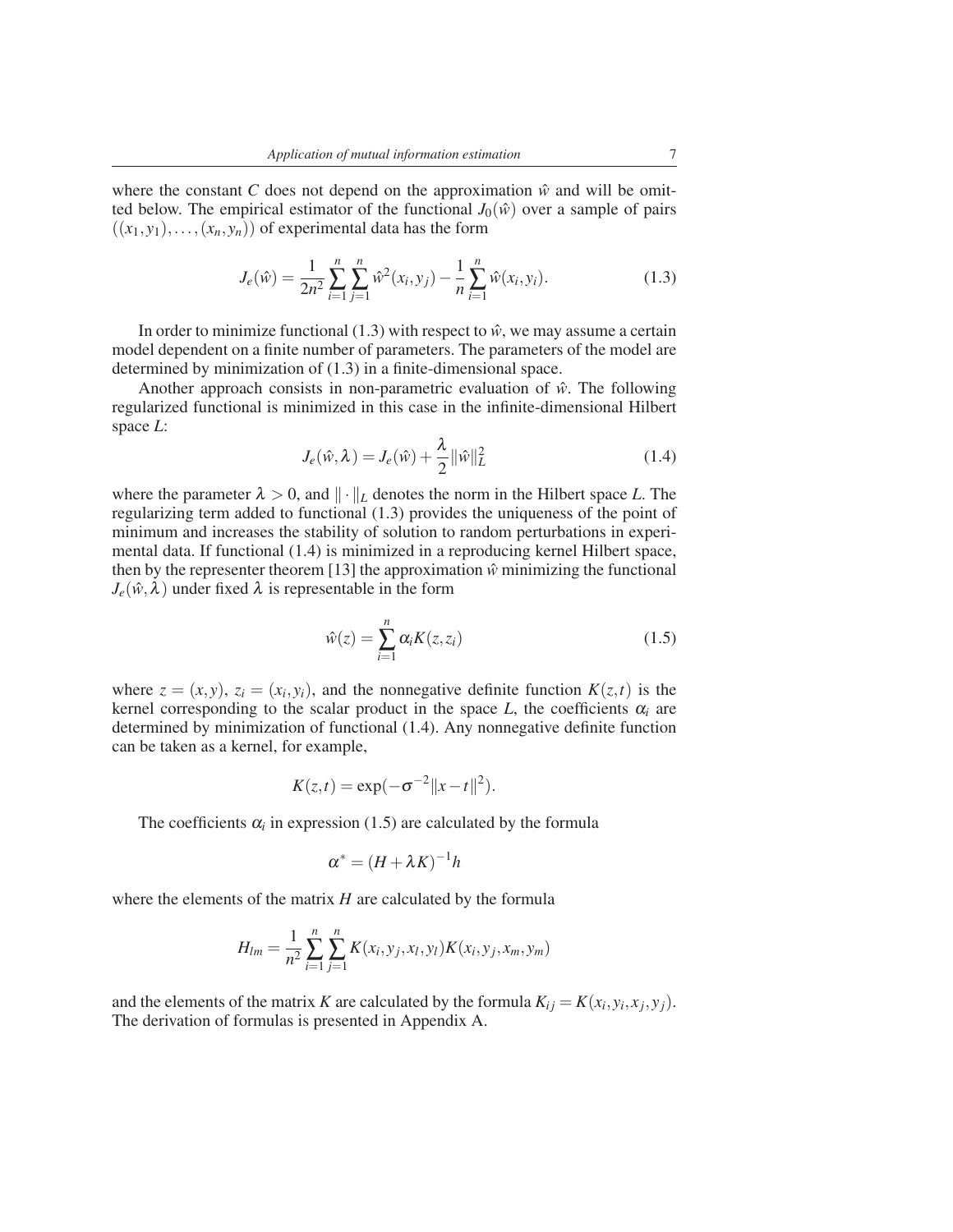where the constant $C$ does not depend on the approximation $\hat{w}$ and will be omitted below. The empirical estimator of the functional $J_0(\hat{w})$ over a sample of pairs $((x_1, y_1), \ldots, (x_n, y_n))$ of experimental data has the form

$$J_e(\hat{w}) = \frac{1}{2n^2} \sum_{i=1}^{n} \sum_{j=1}^{n} \hat{w}^2(x_i, y_j) - \frac{1}{n} \sum_{i=1}^{n} \hat{w}(x_i, y_i). \tag{1.3}$$

In order to minimize functional (1.3) with respect to $\hat{w}$, we may assume a certain model dependent on a finite number of parameters. The parameters of the model are determined by minimization of (1.3) in a finite-dimensional space.

Another approach consists in non-parametric evaluation of $\hat{w}$. The following regularized functional is minimized in this case in the infinite-dimensional Hilbert space $L$:

$$J_e(\hat{w}, \lambda) = J_e(\hat{w}) + \frac{\lambda}{2} \|\hat{w}\|_L^2 \tag{1.4}$$

where the parameter $\lambda > 0$, and $\|\cdot\|_L$ denotes the norm in the Hilbert space $L$. The regularizing term added to functional (1.3) provides the uniqueness of the point of minimum and increases the stability of solution to random perturbations in experimental data. If functional (1.4) is minimized in a reproducing kernel Hilbert space, then by the representer theorem [13] the approximation $\hat{w}$ minimizing the functional $J_e(\hat{w}, \lambda)$ under fixed $\lambda$ is representable in the form

$$\hat{w}(z) = \sum_{i=1}^{n} \alpha_i K(z, z_i) \tag{1.5}$$

where $z = (x, y)$, $z_i = (x_i, y_i)$, and the nonnegative definite function $K(z,t)$ is the kernel corresponding to the scalar product in the space $L$, the coefficients $\alpha_i$ are determined by minimization of functional (1.4). Any nonnegative definite function can be taken as a kernel, for example,

$$K(z,t) = \exp(-\sigma^{-2}\|x - t\|^2).$$

The coefficients $\alpha_i$ in expression (1.5) are calculated by the formula

$$\alpha^* = (H + \lambda K)^{-1} h$$

where the elements of the matrix $H$ are calculated by the formula

$$H_{lm} = \frac{1}{n^2} \sum_{i=1}^{n} \sum_{j=1}^{n} K(x_i, y_j, x_l, y_l) K(x_i, y_j, x_m, y_m)$$

and the elements of the matrix $K$ are calculated by the formula $K_{ij} = K(x_i, y_i, x_j, y_j)$. The derivation of formulas is presented in Appendix A.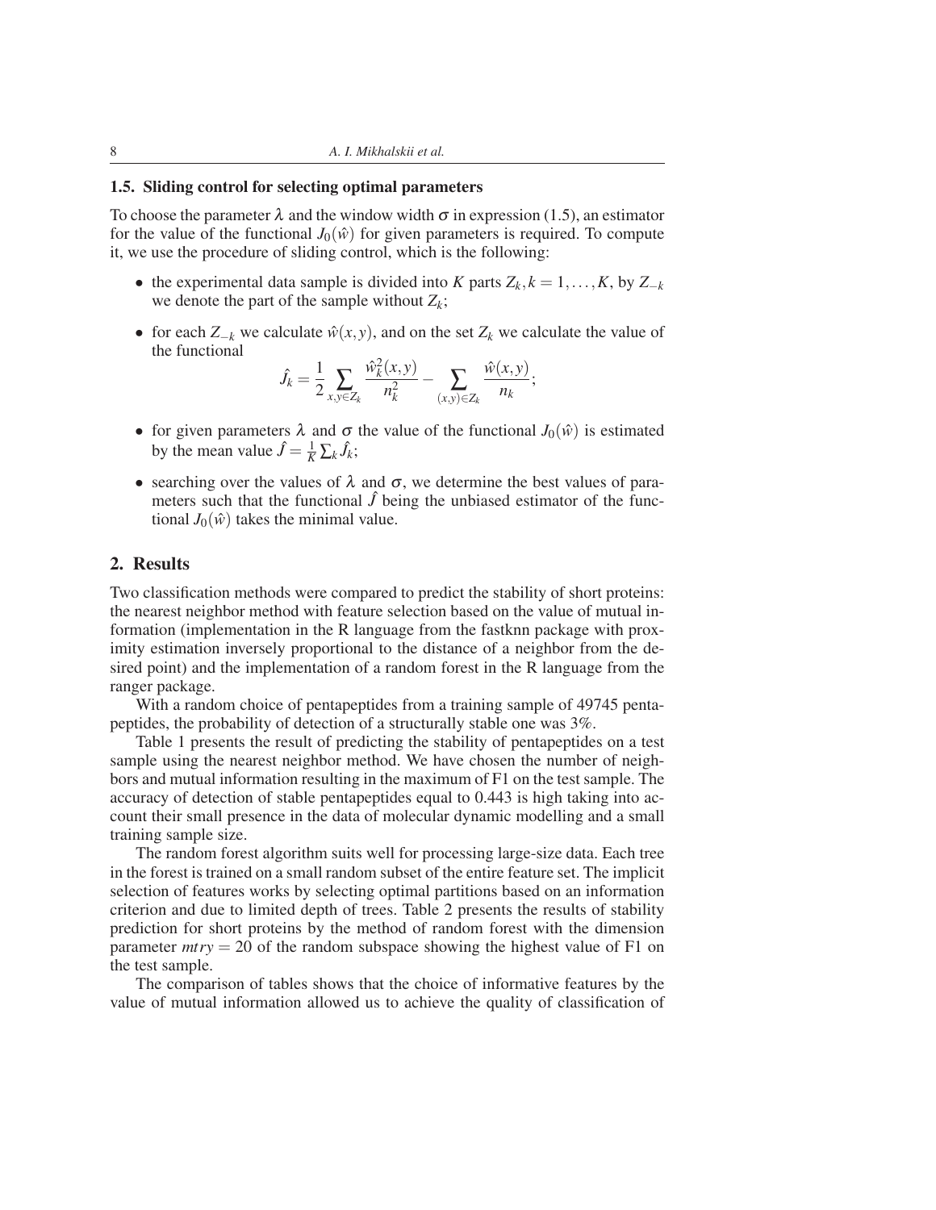### 1.5. Sliding control for selecting optimal parameters

To choose the parameter $\lambda$ and the window width $\sigma$ in expression (1.5), an estimator for the value of the functional $J_0(\hat{w})$ for given parameters is required. To compute it, we use the procedure of sliding control, which is the following:

- the experimental data sample is divided into $K$ parts $Z_k, k = 1, \ldots, K$, by $Z_{-k}$ we denote the part of the sample without $Z_k$;
- for each $Z_{-k}$ we calculate $\hat{w}(x,y)$, and on the set $Z_k$ we calculate the value of the functional

$$\hat{J}_k = \frac{1}{2} \sum_{x,y \in Z_k} \frac{\hat{w}_k^2(x,y)}{n_k^2} - \sum_{(x,y) \in Z_k} \frac{\hat{w}(x,y)}{n_k};$$

- for given parameters $\lambda$ and $\sigma$ the value of the functional $J_0(\hat{w})$ is estimated by the mean value $\hat{J} = \frac{1}{K} \sum_k \hat{J}_k$;
- searching over the values of $\lambda$ and $\sigma$, we determine the best values of parameters such that the functional $\hat{J}$ being the unbiased estimator of the functional $J_0(\hat{w})$ takes the minimal value.

## 2. Results

Two classification methods were compared to predict the stability of short proteins: the nearest neighbor method with feature selection based on the value of mutual information (implementation in the R language from the fastknn package with proximity estimation inversely proportional to the distance of a neighbor from the desired point) and the implementation of a random forest in the R language from the ranger package.

With a random choice of pentapeptides from a training sample of 49745 pentapeptides, the probability of detection of a structurally stable one was 3%.

Table 1 presents the result of predicting the stability of pentapeptides on a test sample using the nearest neighbor method. We have chosen the number of neighbors and mutual information resulting in the maximum of F1 on the test sample. The accuracy of detection of stable pentapeptides equal to 0.443 is high taking into account their small presence in the data of molecular dynamic modelling and a small training sample size.

The random forest algorithm suits well for processing large-size data. Each tree in the forest is trained on a small random subset of the entire feature set. The implicit selection of features works by selecting optimal partitions based on an information criterion and due to limited depth of trees. Table 2 presents the results of stability prediction for short proteins by the method of random forest with the dimension parameter $mtry = 20$ of the random subspace showing the highest value of F1 on the test sample.

The comparison of tables shows that the choice of informative features by the value of mutual information allowed us to achieve the quality of classification of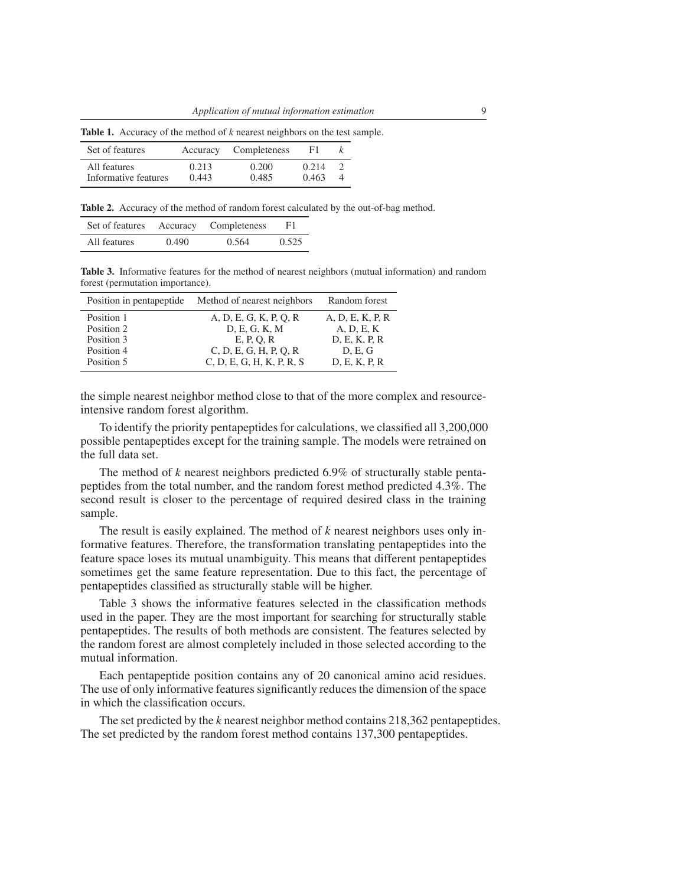**Table 1.** Accuracy of the method of $k$ nearest neighbors on the test sample.

| Set of features | Accuracy | Completeness | F1 | $k$ |
|---|---|---|---|---|
| All features | 0.213 | 0.200 | 0.214 | 2 |
| Informative features | 0.443 | 0.485 | 0.463 | 4 |

**Table 2.** Accuracy of the method of random forest calculated by the out-of-bag method.

| Set of features | Accuracy | Completeness | F1 |
|---|---|---|---|
| All features | 0.490 | 0.564 | 0.525 |

**Table 3.** Informative features for the method of nearest neighbors (mutual information) and random forest (permutation importance).

| Position in pentapeptide | Method of nearest neighbors | Random forest |
|---|---|---|
| Position 1 | A, D, E, G, K, P, Q, R | A, D, E, K, P, R |
| Position 2 | D, E, G, K, M | A, D, E, K |
| Position 3 | E, P, Q, R | D, E, K, P, R |
| Position 4 | C, D, E, G, H, P, Q, R | D, E, G |
| Position 5 | C, D, E, G, H, K, P, R, S | D, E, K, P, R |

the simple nearest neighbor method close to that of the more complex and resource-intensive random forest algorithm.

To identify the priority pentapeptides for calculations, we classified all 3,200,000 possible pentapeptides except for the training sample. The models were retrained on the full data set.

The method of $k$ nearest neighbors predicted 6.9% of structurally stable pentapeptides from the total number, and the random forest method predicted 4.3%. The second result is closer to the percentage of required desired class in the training sample.

The result is easily explained. The method of $k$ nearest neighbors uses only informative features. Therefore, the transformation translating pentapeptides into the feature space loses its mutual unambiguity. This means that different pentapeptides sometimes get the same feature representation. Due to this fact, the percentage of pentapeptides classified as structurally stable will be higher.

Table 3 shows the informative features selected in the classification methods used in the paper. They are the most important for searching for structurally stable pentapeptides. The results of both methods are consistent. The features selected by the random forest are almost completely included in those selected according to the mutual information.

Each pentapeptide position contains any of 20 canonical amino acid residues. The use of only informative features significantly reduces the dimension of the space in which the classification occurs.

The set predicted by the $k$ nearest neighbor method contains 218,362 pentapeptides. The set predicted by the random forest method contains 137,300 pentapeptides.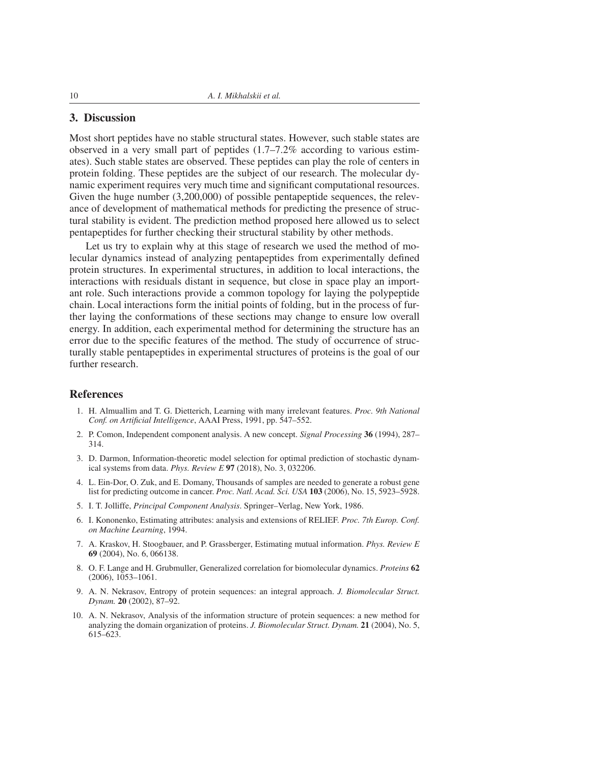## 3. Discussion

Most short peptides have no stable structural states. However, such stable states are observed in a very small part of peptides (1.7–7.2% according to various estimates). Such stable states are observed. These peptides can play the role of centers in protein folding. These peptides are the subject of our research. The molecular dynamic experiment requires very much time and significant computational resources. Given the huge number (3,200,000) of possible pentapeptide sequences, the relevance of development of mathematical methods for predicting the presence of structural stability is evident. The prediction method proposed here allowed us to select pentapeptides for further checking their structural stability by other methods.

Let us try to explain why at this stage of research we used the method of molecular dynamics instead of analyzing pentapeptides from experimentally defined protein structures. In experimental structures, in addition to local interactions, the interactions with residuals distant in sequence, but close in space play an important role. Such interactions provide a common topology for laying the polypeptide chain. Local interactions form the initial points of folding, but in the process of further laying the conformations of these sections may change to ensure low overall energy. In addition, each experimental method for determining the structure has an error due to the specific features of the method. The study of occurrence of structurally stable pentapeptides in experimental structures of proteins is the goal of our further research.

## References

1. H. Almuallim and T. G. Dietterich, Learning with many irrelevant features. *Proc. 9th National Conf. on Artificial Intelligence*, AAAI Press, 1991, pp. 547–552.
2. P. Comon, Independent component analysis. A new concept. *Signal Processing* **36** (1994), 287–314.
3. D. Darmon, Information-theoretic model selection for optimal prediction of stochastic dynamical systems from data. *Phys. Review E* **97** (2018), No. 3, 032206.
4. L. Ein-Dor, O. Zuk, and E. Domany, Thousands of samples are needed to generate a robust gene list for predicting outcome in cancer. *Proc. Natl. Acad. Sci. USA* **103** (2006), No. 15, 5923–5928.
5. I. T. Jolliffe, *Principal Component Analysis*. Springer–Verlag, New York, 1986.
6. I. Kononenko, Estimating attributes: analysis and extensions of RELIEF. *Proc. 7th Europ. Conf. on Machine Learning*, 1994.
7. A. Kraskov, H. Stoogbauer, and P. Grassberger, Estimating mutual information. *Phys. Review E* **69** (2004), No. 6, 066138.
8. O. F. Lange and H. Grubmuller, Generalized correlation for biomolecular dynamics. *Proteins* **62** (2006), 1053–1061.
9. A. N. Nekrasov, Entropy of protein sequences: an integral approach. *J. Biomolecular Struct. Dynam.* **20** (2002), 87–92.
10. A. N. Nekrasov, Analysis of the information structure of protein sequences: a new method for analyzing the domain organization of proteins. *J. Biomolecular Struct. Dynam.* **21** (2004), No. 5, 615–623.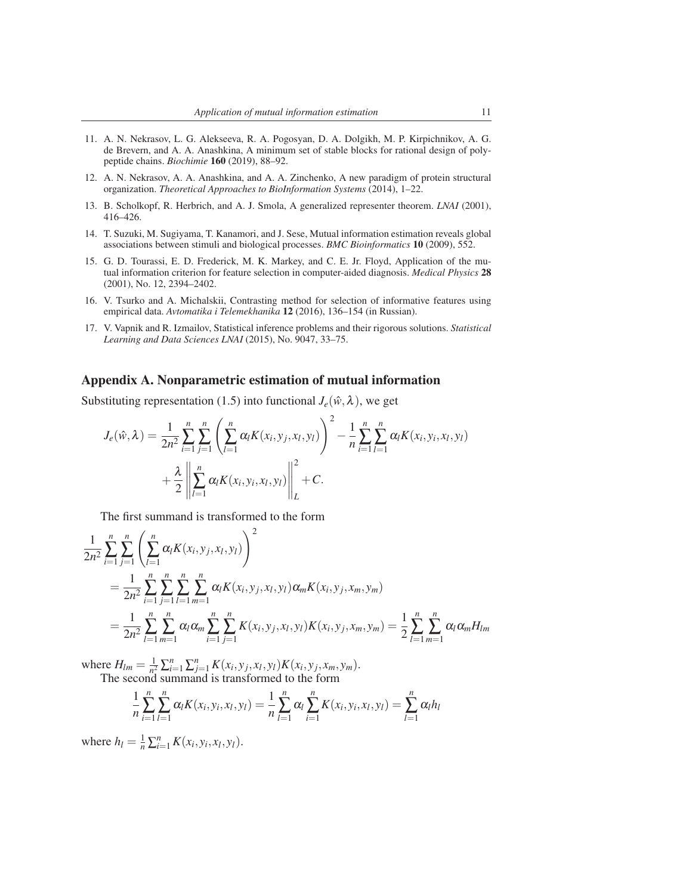11. A. N. Nekrasov, L. G. Alekseeva, R. A. Pogosyan, D. A. Dolgikh, M. P. Kirpichnikov, A. G. de Brevern, and A. A. Anashkina, A minimum set of stable blocks for rational design of polypeptide chains. *Biochimie* **160** (2019), 88–92.
12. A. N. Nekrasov, A. A. Anashkina, and A. A. Zinchenko, A new paradigm of protein structural organization. *Theoretical Approaches to BioInformation Systems* (2014), 1–22.
13. B. Scholkopf, R. Herbrich, and A. J. Smola, A generalized representer theorem. *LNAI* (2001), 416–426.
14. T. Suzuki, M. Sugiyama, T. Kanamori, and J. Sese, Mutual information estimation reveals global associations between stimuli and biological processes. *BMC Bioinformatics* **10** (2009), 552.
15. G. D. Tourassi, E. D. Frederick, M. K. Markey, and C. E. Jr. Floyd, Application of the mutual information criterion for feature selection in computer-aided diagnosis. *Medical Physics* **28** (2001), No. 12, 2394–2402.
16. V. Tsurko and A. Michalskii, Contrasting method for selection of informative features using empirical data. *Avtomatika i Telemekhanika* **12** (2016), 136–154 (in Russian).
17. V. Vapnik and R. Izmailov, Statistical inference problems and their rigorous solutions. *Statistical Learning and Data Sciences LNAI* (2015), No. 9047, 33–75.

## Appendix A. Nonparametric estimation of mutual information

Substituting representation (1.5) into functional $J_e(\hat{w}, \lambda)$, we get

$$J_e(\hat{w}, \lambda) = \frac{1}{2n^2}\sum_{i=1}^{n}\sum_{j=1}^{n}\left(\sum_{l=1}^{n}\alpha_l K(x_i, y_j, x_l, y_l)\right)^2 - \frac{1}{n}\sum_{i=1}^{n}\sum_{l=1}^{n}\alpha_l K(x_i, y_i, x_l, y_l)$$
$$+ \frac{\lambda}{2}\left\|\sum_{l=1}^{n}\alpha_l K(x_i, y_i, x_l, y_l)\right\|_L^2 + C.$$

The first summand is transformed to the form

$$\frac{1}{2n^2}\sum_{i=1}^{n}\sum_{j=1}^{n}\left(\sum_{l=1}^{n}\alpha_l K(x_i, y_j, x_l, y_l)\right)^2$$
$$= \frac{1}{2n^2}\sum_{i=1}^{n}\sum_{j=1}^{n}\sum_{l=1}^{n}\sum_{m=1}^{n}\alpha_l K(x_i, y_j, x_l, y_l)\alpha_m K(x_i, y_j, x_m, y_m)$$
$$= \frac{1}{2n^2}\sum_{l=1}^{n}\sum_{m=1}^{n}\alpha_l\alpha_m\sum_{i=1}^{n}\sum_{j=1}^{n}K(x_i, y_j, x_l, y_l)K(x_i, y_j, x_m, y_m) = \frac{1}{2}\sum_{l=1}^{n}\sum_{m=1}^{n}\alpha_l\alpha_m H_{lm}$$

where $H_{lm} = \frac{1}{n^2}\sum_{i=1}^{n}\sum_{j=1}^{n}K(x_i, y_j, x_l, y_l)K(x_i, y_j, x_m, y_m)$.

The second summand is transformed to the form

$$\frac{1}{n}\sum_{i=1}^{n}\sum_{l=1}^{n}\alpha_l K(x_i, y_i, x_l, y_l) = \frac{1}{n}\sum_{l=1}^{n}\alpha_l\sum_{i=1}^{n}K(x_i, y_i, x_l, y_l) = \sum_{l=1}^{n}\alpha_l h_l$$

where $h_l = \frac{1}{n}\sum_{i=1}^{n}K(x_i, y_i, x_l, y_l)$.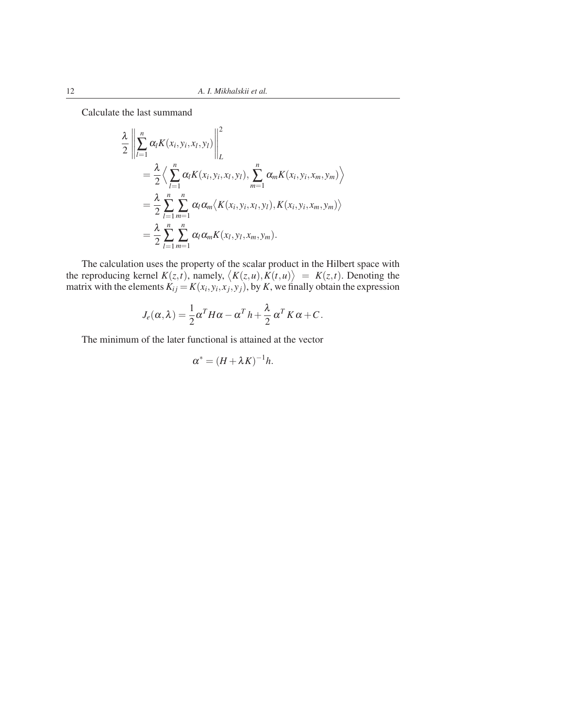Calculate the last summand

$$
\begin{aligned}
\frac{\lambda}{2}\left\|\sum_{l=1}^{n}\alpha_l K(x_i,y_i,x_l,y_l)\right\|_L^2
&= \frac{\lambda}{2}\Big\langle \sum_{l=1}^{n}\alpha_l K(x_i,y_i,x_l,y_l), \sum_{m=1}^{n}\alpha_m K(x_i,y_i,x_m,y_m)\Big\rangle \\
&= \frac{\lambda}{2}\sum_{l=1}^{n}\sum_{m=1}^{n}\alpha_l\alpha_m\Big\langle K(x_i,y_i,x_l,y_l), K(x_i,y_i,x_m,y_m)\Big\rangle \\
&= \frac{\lambda}{2}\sum_{l=1}^{n}\sum_{m=1}^{n}\alpha_l\alpha_m K(x_l,y_l,x_m,y_m).
\end{aligned}
$$

The calculation uses the property of the scalar product in the Hilbert space with the reproducing kernel $K(z,t)$, namely, $\langle K(z,u), K(t,u)\rangle = K(z,t)$. Denoting the matrix with the elements $K_{ij} = K(x_i,y_i,x_j,y_j)$, by $K$, we finally obtain the expression

$$
J_e(\alpha,\lambda) = \frac{1}{2}\alpha^T H\alpha - \alpha^T h + \frac{\lambda}{2}\alpha^T K\alpha + C.
$$

The minimum of the later functional is attained at the vector

$$
\alpha^* = (H+\lambda K)^{-1}h.
$$